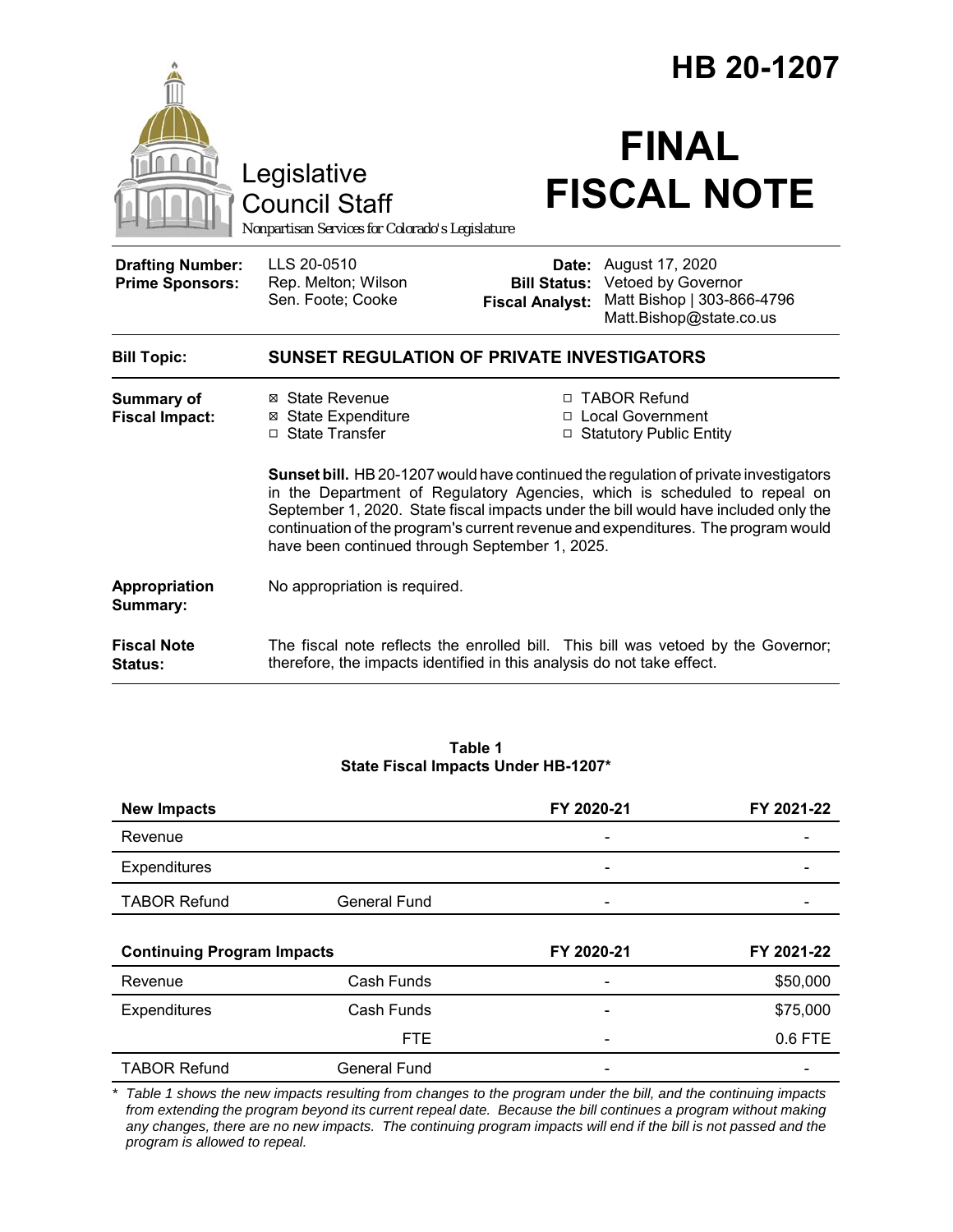# HB 20-1207

Legislative Council Staff

*Nonpartisan Services for Colorado's Legislature*

# FINAL FISCAL NOTE

| | | | |
|---|---|---|---|
| **Drafting Number:** | LLS 20-0510 | **Date:** | August 17, 2020 |
| **Prime Sponsors:** | Rep. Melton; Wilson<br>Sen. Foote; Cooke | **Bill Status:** | Vetoed by Governor |
| | | **Fiscal Analyst:** | Matt Bishop \| 303-866-4796<br>Matt.Bishop@state.co.us |

**Bill Topic:** **SUNSET REGULATION OF PRIVATE INVESTIGATORS**

**Summary of Fiscal Impact:**

- ☒ State Revenue
- ☒ State Expenditure
- ☐ State Transfer
- ☐ TABOR Refund
- ☐ Local Government
- ☐ Statutory Public Entity

**Sunset bill.** HB 20-1207 would have continued the regulation of private investigators in the Department of Regulatory Agencies, which is scheduled to repeal on September 1, 2020. State fiscal impacts under the bill would have included only the continuation of the program's current revenue and expenditures. The program would have been continued through September 1, 2025.

**Appropriation Summary:** No appropriation is required.

**Fiscal Note Status:** The fiscal note reflects the enrolled bill. This bill was vetoed by the Governor; therefore, the impacts identified in this analysis do not take effect.

**Table 1**
**State Fiscal Impacts Under HB-1207***

| **New Impacts** | | **FY 2020-21** | **FY 2021-22** |
|---|---|---|---|
| Revenue | | - | - |
| Expenditures | | - | - |
| TABOR Refund | General Fund | - | - |
| **Continuing Program Impacts** | | **FY 2020-21** | **FY 2021-22** |
| Revenue | Cash Funds | - | $50,000 |
| Expenditures | Cash Funds | - | $75,000 |
| | FTE | - | 0.6 FTE |
| TABOR Refund | General Fund | - | - |

*\* Table 1 shows the new impacts resulting from changes to the program under the bill, and the continuing impacts from extending the program beyond its current repeal date. Because the bill continues a program without making any changes, there are no new impacts. The continuing program impacts will end if the bill is not passed and the program is allowed to repeal.*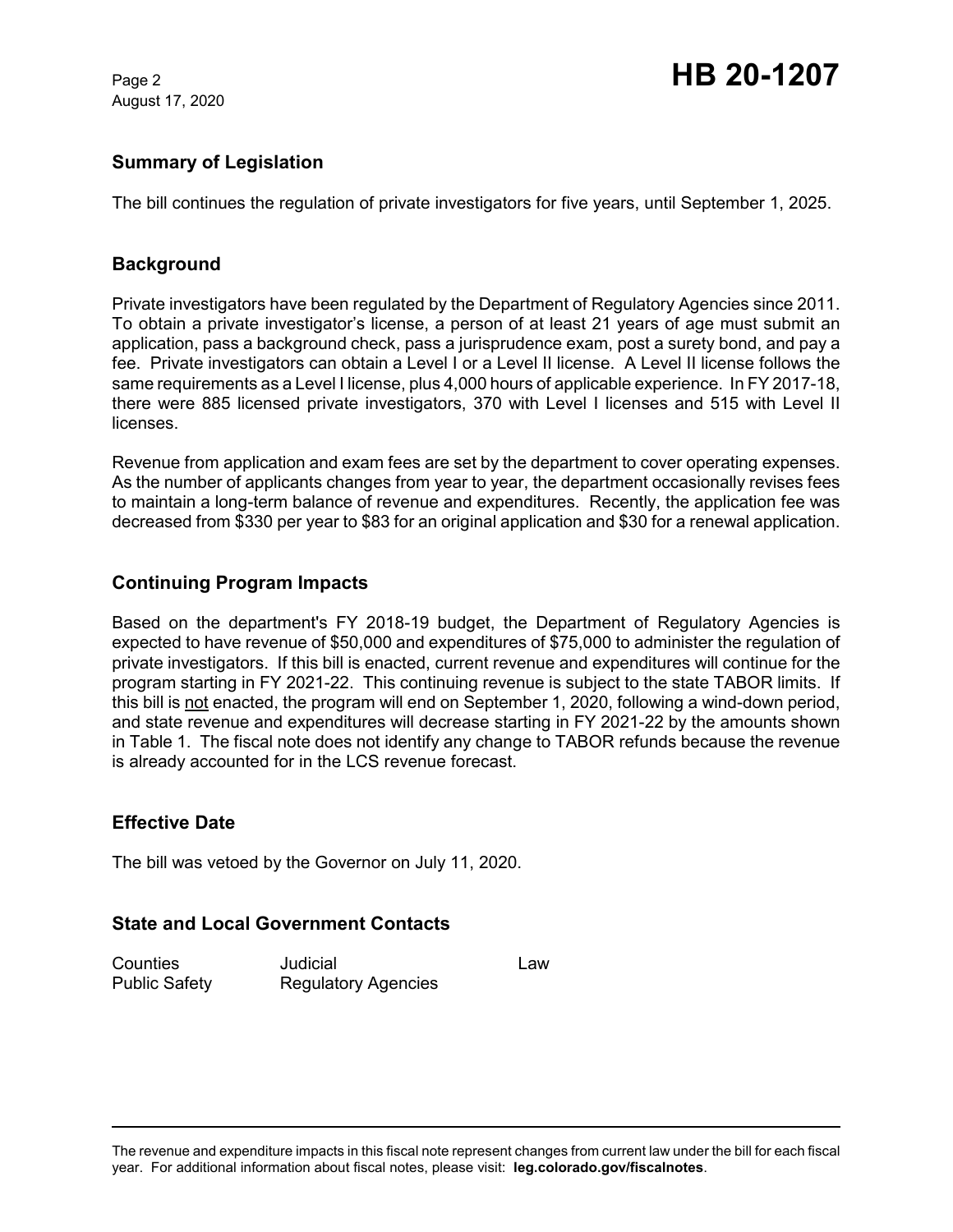## Summary of Legislation

The bill continues the regulation of private investigators for five years, until September 1, 2025.

## Background

Private investigators have been regulated by the Department of Regulatory Agencies since 2011. To obtain a private investigator's license, a person of at least 21 years of age must submit an application, pass a background check, pass a jurisprudence exam, post a surety bond, and pay a fee. Private investigators can obtain a Level I or a Level II license. A Level II license follows the same requirements as a Level I license, plus 4,000 hours of applicable experience. In FY 2017-18, there were 885 licensed private investigators, 370 with Level I licenses and 515 with Level II licenses.

Revenue from application and exam fees are set by the department to cover operating expenses. As the number of applicants changes from year to year, the department occasionally revises fees to maintain a long-term balance of revenue and expenditures. Recently, the application fee was decreased from $330 per year to $83 for an original application and $30 for a renewal application.

## Continuing Program Impacts

Based on the department's FY 2018-19 budget, the Department of Regulatory Agencies is expected to have revenue of $50,000 and expenditures of $75,000 to administer the regulation of private investigators. If this bill is enacted, current revenue and expenditures will continue for the program starting in FY 2021-22. This continuing revenue is subject to the state TABOR limits. If this bill is not enacted, the program will end on September 1, 2020, following a wind-down period, and state revenue and expenditures will decrease starting in FY 2021-22 by the amounts shown in Table 1. The fiscal note does not identify any change to TABOR refunds because the revenue is already accounted for in the LCS revenue forecast.

## Effective Date

The bill was vetoed by the Governor on July 11, 2020.

## State and Local Government Contacts

| | | |
|---|---|---|
| Counties | Judicial | Law |
| Public Safety | Regulatory Agencies | |

The revenue and expenditure impacts in this fiscal note represent changes from current law under the bill for each fiscal year. For additional information about fiscal notes, please visit: **leg.colorado.gov/fiscalnotes**.